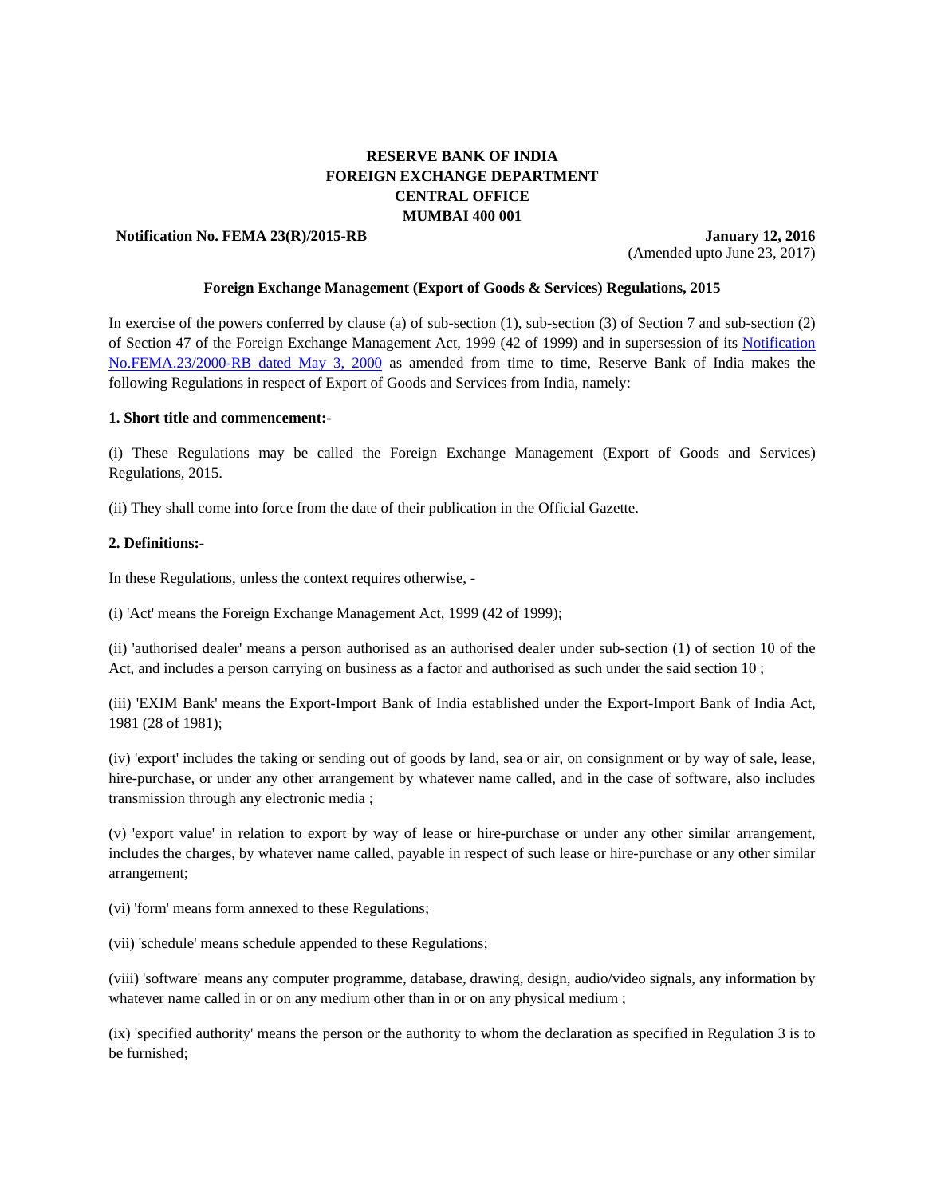**RESERVE BANK OF INDIA**
**FOREIGN EXCHANGE DEPARTMENT**
**CENTRAL OFFICE**
**MUMBAI 400 001**

**Notification No. FEMA 23(R)/2015-RB** **January 12, 2016**
(Amended upto June 23, 2017)

**Foreign Exchange Management (Export of Goods & Services) Regulations, 2015**

In exercise of the powers conferred by clause (a) of sub-section (1), sub-section (3) of Section 7 and sub-section (2) of Section 47 of the Foreign Exchange Management Act, 1999 (42 of 1999) and in supersession of its Notification No.FEMA.23/2000-RB dated May 3, 2000 as amended from time to time, Reserve Bank of India makes the following Regulations in respect of Export of Goods and Services from India, namely:

**1. Short title and commencement:-**

(i) These Regulations may be called the Foreign Exchange Management (Export of Goods and Services) Regulations, 2015.

(ii) They shall come into force from the date of their publication in the Official Gazette.

**2. Definitions:-**

In these Regulations, unless the context requires otherwise, -

(i) 'Act' means the Foreign Exchange Management Act, 1999 (42 of 1999);

(ii) 'authorised dealer' means a person authorised as an authorised dealer under sub-section (1) of section 10 of the Act, and includes a person carrying on business as a factor and authorised as such under the said section 10 ;

(iii) 'EXIM Bank' means the Export-Import Bank of India established under the Export-Import Bank of India Act, 1981 (28 of 1981);

(iv) 'export' includes the taking or sending out of goods by land, sea or air, on consignment or by way of sale, lease, hire-purchase, or under any other arrangement by whatever name called, and in the case of software, also includes transmission through any electronic media ;

(v) 'export value' in relation to export by way of lease or hire-purchase or under any other similar arrangement, includes the charges, by whatever name called, payable in respect of such lease or hire-purchase or any other similar arrangement;

(vi) 'form' means form annexed to these Regulations;

(vii) 'schedule' means schedule appended to these Regulations;

(viii) 'software' means any computer programme, database, drawing, design, audio/video signals, any information by whatever name called in or on any medium other than in or on any physical medium ;

(ix) 'specified authority' means the person or the authority to whom the declaration as specified in Regulation 3 is to be furnished;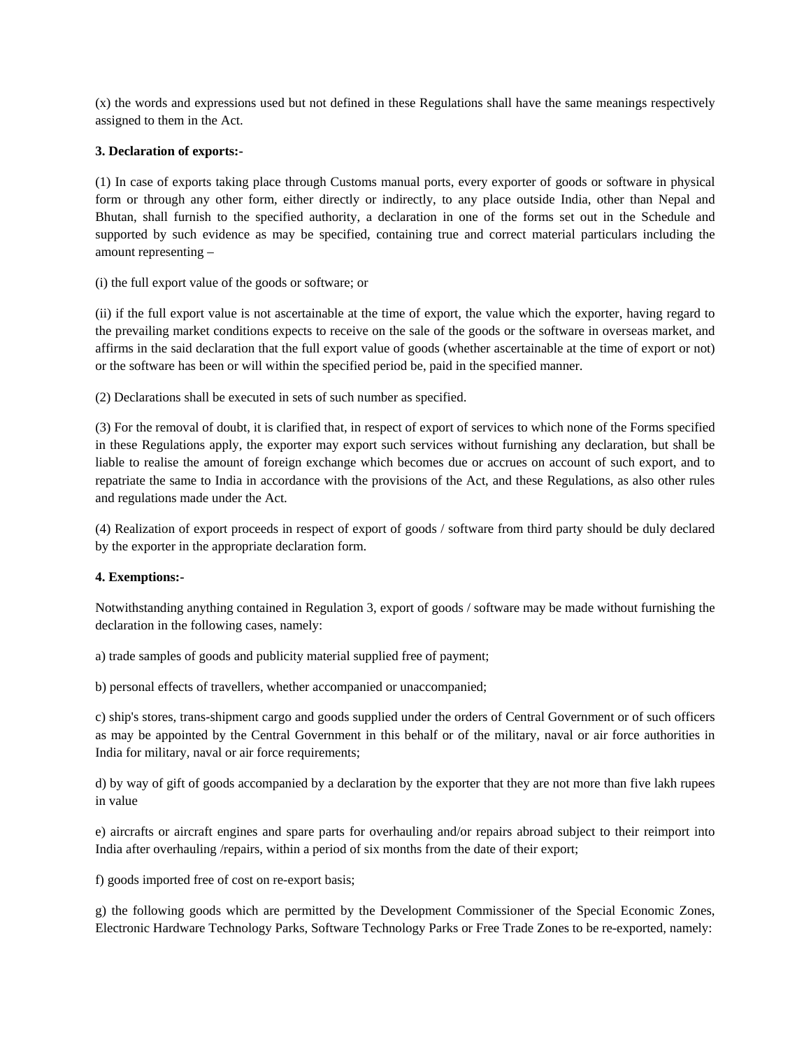(x) the words and expressions used but not defined in these Regulations shall have the same meanings respectively assigned to them in the Act.

**3. Declaration of exports:-**

(1) In case of exports taking place through Customs manual ports, every exporter of goods or software in physical form or through any other form, either directly or indirectly, to any place outside India, other than Nepal and Bhutan, shall furnish to the specified authority, a declaration in one of the forms set out in the Schedule and supported by such evidence as may be specified, containing true and correct material particulars including the amount representing –

(i) the full export value of the goods or software; or

(ii) if the full export value is not ascertainable at the time of export, the value which the exporter, having regard to the prevailing market conditions expects to receive on the sale of the goods or the software in overseas market, and affirms in the said declaration that the full export value of goods (whether ascertainable at the time of export or not) or the software has been or will within the specified period be, paid in the specified manner.

(2) Declarations shall be executed in sets of such number as specified.

(3) For the removal of doubt, it is clarified that, in respect of export of services to which none of the Forms specified in these Regulations apply, the exporter may export such services without furnishing any declaration, but shall be liable to realise the amount of foreign exchange which becomes due or accrues on account of such export, and to repatriate the same to India in accordance with the provisions of the Act, and these Regulations, as also other rules and regulations made under the Act.

(4) Realization of export proceeds in respect of export of goods / software from third party should be duly declared by the exporter in the appropriate declaration form.

**4. Exemptions:-**

Notwithstanding anything contained in Regulation 3, export of goods / software may be made without furnishing the declaration in the following cases, namely:

a) trade samples of goods and publicity material supplied free of payment;

b) personal effects of travellers, whether accompanied or unaccompanied;

c) ship's stores, trans-shipment cargo and goods supplied under the orders of Central Government or of such officers as may be appointed by the Central Government in this behalf or of the military, naval or air force authorities in India for military, naval or air force requirements;

d) by way of gift of goods accompanied by a declaration by the exporter that they are not more than five lakh rupees in value

e) aircrafts or aircraft engines and spare parts for overhauling and/or repairs abroad subject to their reimport into India after overhauling /repairs, within a period of six months from the date of their export;

f) goods imported free of cost on re-export basis;

g) the following goods which are permitted by the Development Commissioner of the Special Economic Zones, Electronic Hardware Technology Parks, Software Technology Parks or Free Trade Zones to be re-exported, namely: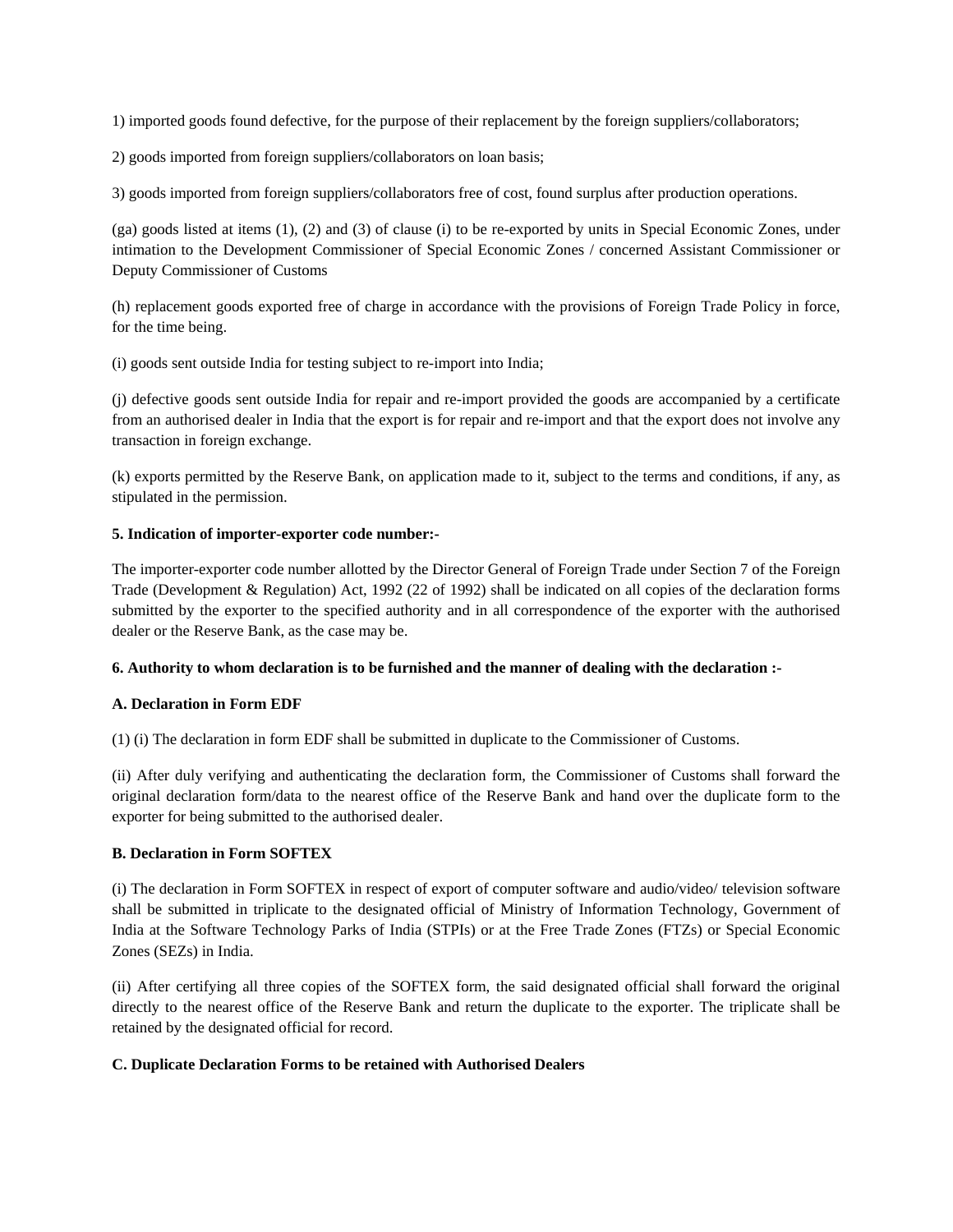1) imported goods found defective, for the purpose of their replacement by the foreign suppliers/collaborators;

2) goods imported from foreign suppliers/collaborators on loan basis;

3) goods imported from foreign suppliers/collaborators free of cost, found surplus after production operations.

(ga) goods listed at items (1), (2) and (3) of clause (i) to be re-exported by units in Special Economic Zones, under intimation to the Development Commissioner of Special Economic Zones / concerned Assistant Commissioner or Deputy Commissioner of Customs

(h) replacement goods exported free of charge in accordance with the provisions of Foreign Trade Policy in force, for the time being.

(i) goods sent outside India for testing subject to re-import into India;

(j) defective goods sent outside India for repair and re-import provided the goods are accompanied by a certificate from an authorised dealer in India that the export is for repair and re-import and that the export does not involve any transaction in foreign exchange.

(k) exports permitted by the Reserve Bank, on application made to it, subject to the terms and conditions, if any, as stipulated in the permission.

**5. Indication of importer-exporter code number:-**

The importer-exporter code number allotted by the Director General of Foreign Trade under Section 7 of the Foreign Trade (Development & Regulation) Act, 1992 (22 of 1992) shall be indicated on all copies of the declaration forms submitted by the exporter to the specified authority and in all correspondence of the exporter with the authorised dealer or the Reserve Bank, as the case may be.

**6. Authority to whom declaration is to be furnished and the manner of dealing with the declaration :-**

**A. Declaration in Form EDF**

(1) (i) The declaration in form EDF shall be submitted in duplicate to the Commissioner of Customs.

(ii) After duly verifying and authenticating the declaration form, the Commissioner of Customs shall forward the original declaration form/data to the nearest office of the Reserve Bank and hand over the duplicate form to the exporter for being submitted to the authorised dealer.

**B. Declaration in Form SOFTEX**

(i) The declaration in Form SOFTEX in respect of export of computer software and audio/video/ television software shall be submitted in triplicate to the designated official of Ministry of Information Technology, Government of India at the Software Technology Parks of India (STPIs) or at the Free Trade Zones (FTZs) or Special Economic Zones (SEZs) in India.

(ii) After certifying all three copies of the SOFTEX form, the said designated official shall forward the original directly to the nearest office of the Reserve Bank and return the duplicate to the exporter. The triplicate shall be retained by the designated official for record.

**C. Duplicate Declaration Forms to be retained with Authorised Dealers**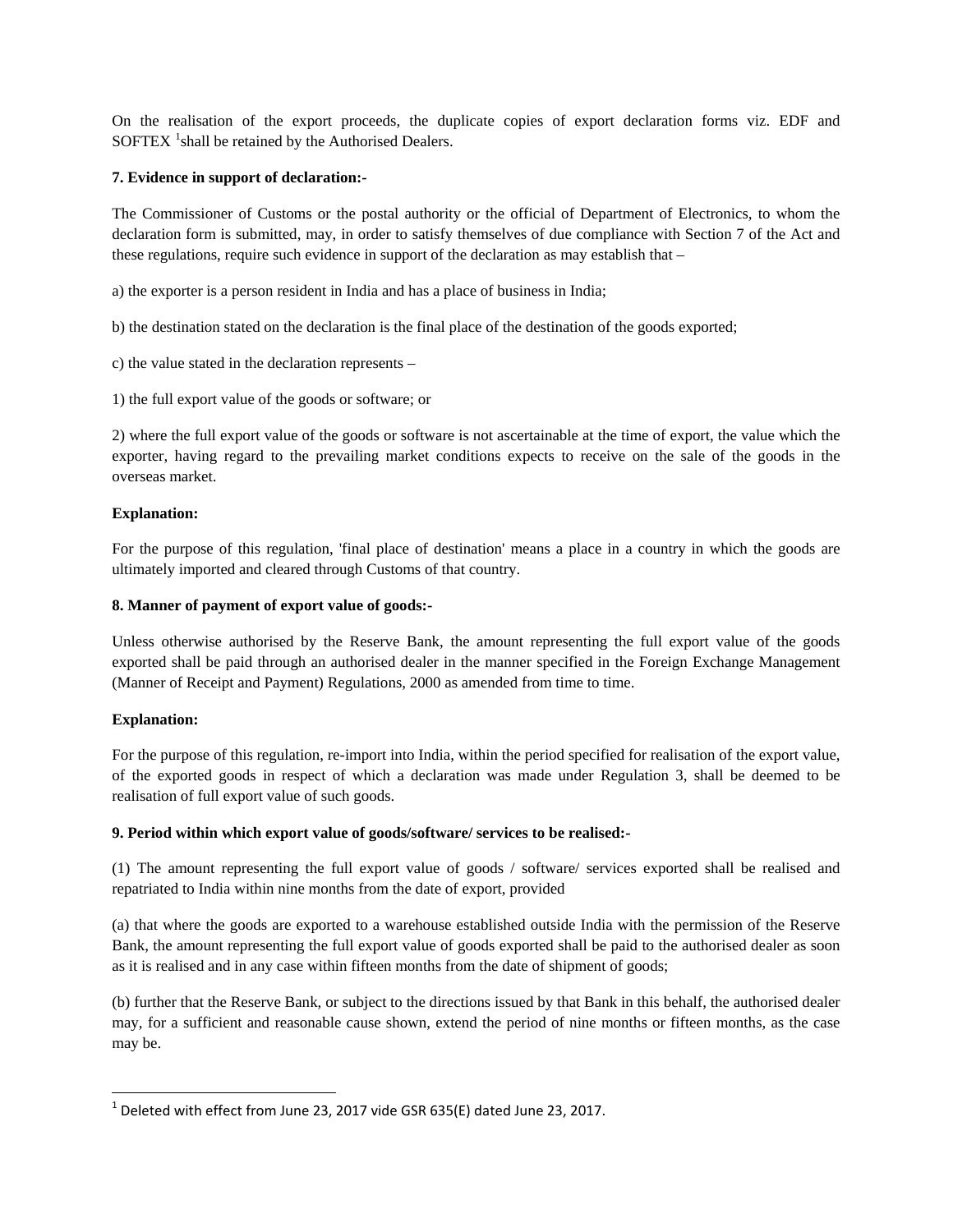On the realisation of the export proceeds, the duplicate copies of export declaration forms viz. EDF and SOFTEX [1]shall be retained by the Authorised Dealers.

**7. Evidence in support of declaration:-**

The Commissioner of Customs or the postal authority or the official of Department of Electronics, to whom the declaration form is submitted, may, in order to satisfy themselves of due compliance with Section 7 of the Act and these regulations, require such evidence in support of the declaration as may establish that –

a) the exporter is a person resident in India and has a place of business in India;

b) the destination stated on the declaration is the final place of the destination of the goods exported;

c) the value stated in the declaration represents –

1) the full export value of the goods or software; or

2) where the full export value of the goods or software is not ascertainable at the time of export, the value which the exporter, having regard to the prevailing market conditions expects to receive on the sale of the goods in the overseas market.

**Explanation:**

For the purpose of this regulation, 'final place of destination' means a place in a country in which the goods are ultimately imported and cleared through Customs of that country.

**8. Manner of payment of export value of goods:-**

Unless otherwise authorised by the Reserve Bank, the amount representing the full export value of the goods exported shall be paid through an authorised dealer in the manner specified in the Foreign Exchange Management (Manner of Receipt and Payment) Regulations, 2000 as amended from time to time.

**Explanation:**

For the purpose of this regulation, re-import into India, within the period specified for realisation of the export value, of the exported goods in respect of which a declaration was made under Regulation 3, shall be deemed to be realisation of full export value of such goods.

**9. Period within which export value of goods/software/ services to be realised:-**

(1) The amount representing the full export value of goods / software/ services exported shall be realised and repatriated to India within nine months from the date of export, provided

(a) that where the goods are exported to a warehouse established outside India with the permission of the Reserve Bank, the amount representing the full export value of goods exported shall be paid to the authorised dealer as soon as it is realised and in any case within fifteen months from the date of shipment of goods;

(b) further that the Reserve Bank, or subject to the directions issued by that Bank in this behalf, the authorised dealer may, for a sufficient and reasonable cause shown, extend the period of nine months or fifteen months, as the case may be.

---

[1] Deleted with effect from June 23, 2017 vide GSR 635(E) dated June 23, 2017.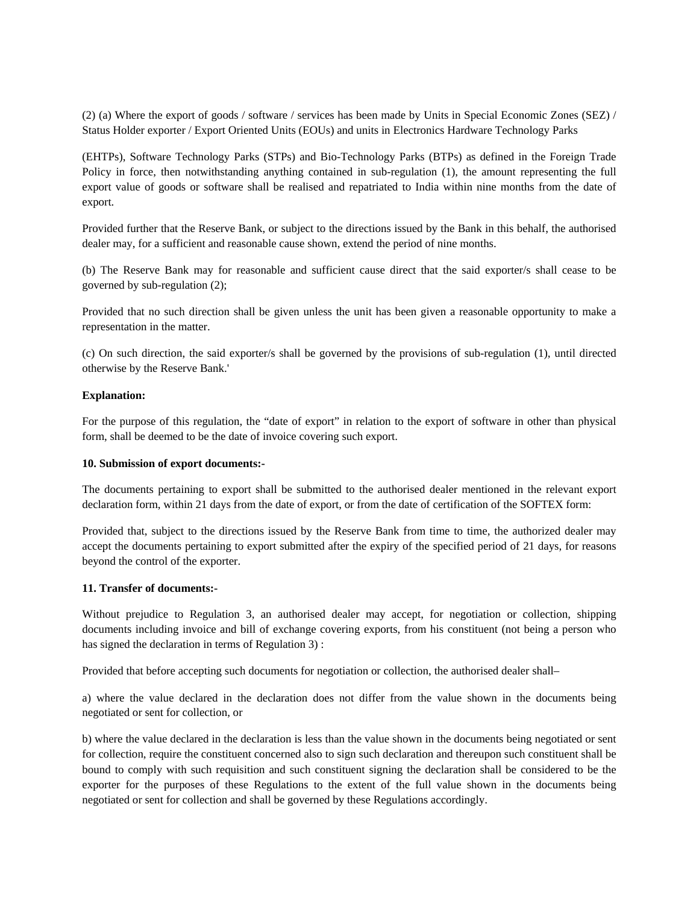(2) (a) Where the export of goods / software / services has been made by Units in Special Economic Zones (SEZ) / Status Holder exporter / Export Oriented Units (EOUs) and units in Electronics Hardware Technology Parks

(EHTPs), Software Technology Parks (STPs) and Bio-Technology Parks (BTPs) as defined in the Foreign Trade Policy in force, then notwithstanding anything contained in sub-regulation (1), the amount representing the full export value of goods or software shall be realised and repatriated to India within nine months from the date of export.

Provided further that the Reserve Bank, or subject to the directions issued by the Bank in this behalf, the authorised dealer may, for a sufficient and reasonable cause shown, extend the period of nine months.

(b) The Reserve Bank may for reasonable and sufficient cause direct that the said exporter/s shall cease to be governed by sub-regulation (2);

Provided that no such direction shall be given unless the unit has been given a reasonable opportunity to make a representation in the matter.

(c) On such direction, the said exporter/s shall be governed by the provisions of sub-regulation (1), until directed otherwise by the Reserve Bank.'

**Explanation:**

For the purpose of this regulation, the "date of export" in relation to the export of software in other than physical form, shall be deemed to be the date of invoice covering such export.

**10. Submission of export documents:-**

The documents pertaining to export shall be submitted to the authorised dealer mentioned in the relevant export declaration form, within 21 days from the date of export, or from the date of certification of the SOFTEX form:

Provided that, subject to the directions issued by the Reserve Bank from time to time, the authorized dealer may accept the documents pertaining to export submitted after the expiry of the specified period of 21 days, for reasons beyond the control of the exporter.

**11. Transfer of documents:-**

Without prejudice to Regulation 3, an authorised dealer may accept, for negotiation or collection, shipping documents including invoice and bill of exchange covering exports, from his constituent (not being a person who has signed the declaration in terms of Regulation 3) :

Provided that before accepting such documents for negotiation or collection, the authorised dealer shall–

a) where the value declared in the declaration does not differ from the value shown in the documents being negotiated or sent for collection, or

b) where the value declared in the declaration is less than the value shown in the documents being negotiated or sent for collection, require the constituent concerned also to sign such declaration and thereupon such constituent shall be bound to comply with such requisition and such constituent signing the declaration shall be considered to be the exporter for the purposes of these Regulations to the extent of the full value shown in the documents being negotiated or sent for collection and shall be governed by these Regulations accordingly.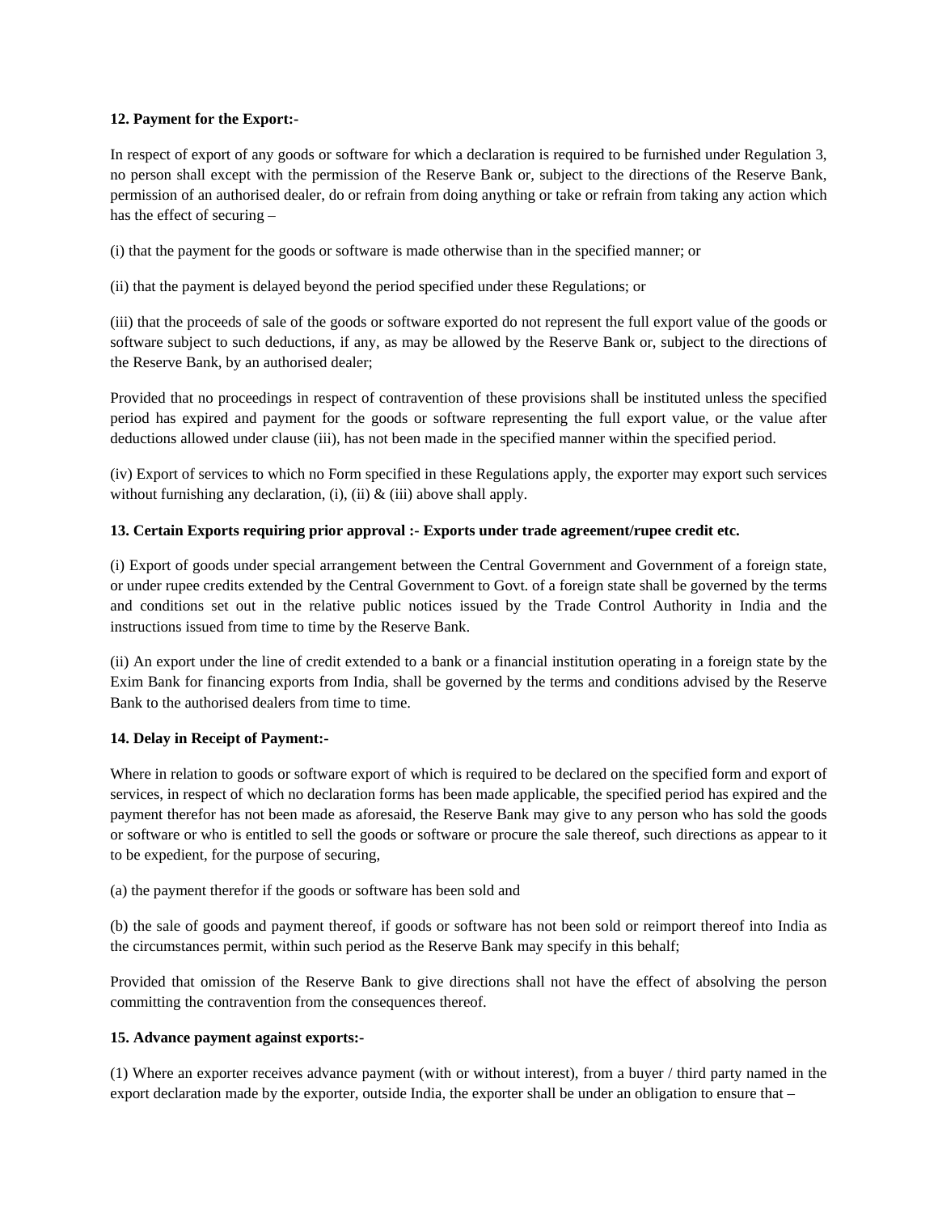**12. Payment for the Export:-**

In respect of export of any goods or software for which a declaration is required to be furnished under Regulation 3, no person shall except with the permission of the Reserve Bank or, subject to the directions of the Reserve Bank, permission of an authorised dealer, do or refrain from doing anything or take or refrain from taking any action which has the effect of securing –

(i) that the payment for the goods or software is made otherwise than in the specified manner; or

(ii) that the payment is delayed beyond the period specified under these Regulations; or

(iii) that the proceeds of sale of the goods or software exported do not represent the full export value of the goods or software subject to such deductions, if any, as may be allowed by the Reserve Bank or, subject to the directions of the Reserve Bank, by an authorised dealer;

Provided that no proceedings in respect of contravention of these provisions shall be instituted unless the specified period has expired and payment for the goods or software representing the full export value, or the value after deductions allowed under clause (iii), has not been made in the specified manner within the specified period.

(iv) Export of services to which no Form specified in these Regulations apply, the exporter may export such services without furnishing any declaration, (i), (ii) & (iii) above shall apply.

**13. Certain Exports requiring prior approval :- Exports under trade agreement/rupee credit etc.**

(i) Export of goods under special arrangement between the Central Government and Government of a foreign state, or under rupee credits extended by the Central Government to Govt. of a foreign state shall be governed by the terms and conditions set out in the relative public notices issued by the Trade Control Authority in India and the instructions issued from time to time by the Reserve Bank.

(ii) An export under the line of credit extended to a bank or a financial institution operating in a foreign state by the Exim Bank for financing exports from India, shall be governed by the terms and conditions advised by the Reserve Bank to the authorised dealers from time to time.

**14. Delay in Receipt of Payment:-**

Where in relation to goods or software export of which is required to be declared on the specified form and export of services, in respect of which no declaration forms has been made applicable, the specified period has expired and the payment therefor has not been made as aforesaid, the Reserve Bank may give to any person who has sold the goods or software or who is entitled to sell the goods or software or procure the sale thereof, such directions as appear to it to be expedient, for the purpose of securing,

(a) the payment therefor if the goods or software has been sold and

(b) the sale of goods and payment thereof, if goods or software has not been sold or reimport thereof into India as the circumstances permit, within such period as the Reserve Bank may specify in this behalf;

Provided that omission of the Reserve Bank to give directions shall not have the effect of absolving the person committing the contravention from the consequences thereof.

**15. Advance payment against exports:-**

(1) Where an exporter receives advance payment (with or without interest), from a buyer / third party named in the export declaration made by the exporter, outside India, the exporter shall be under an obligation to ensure that –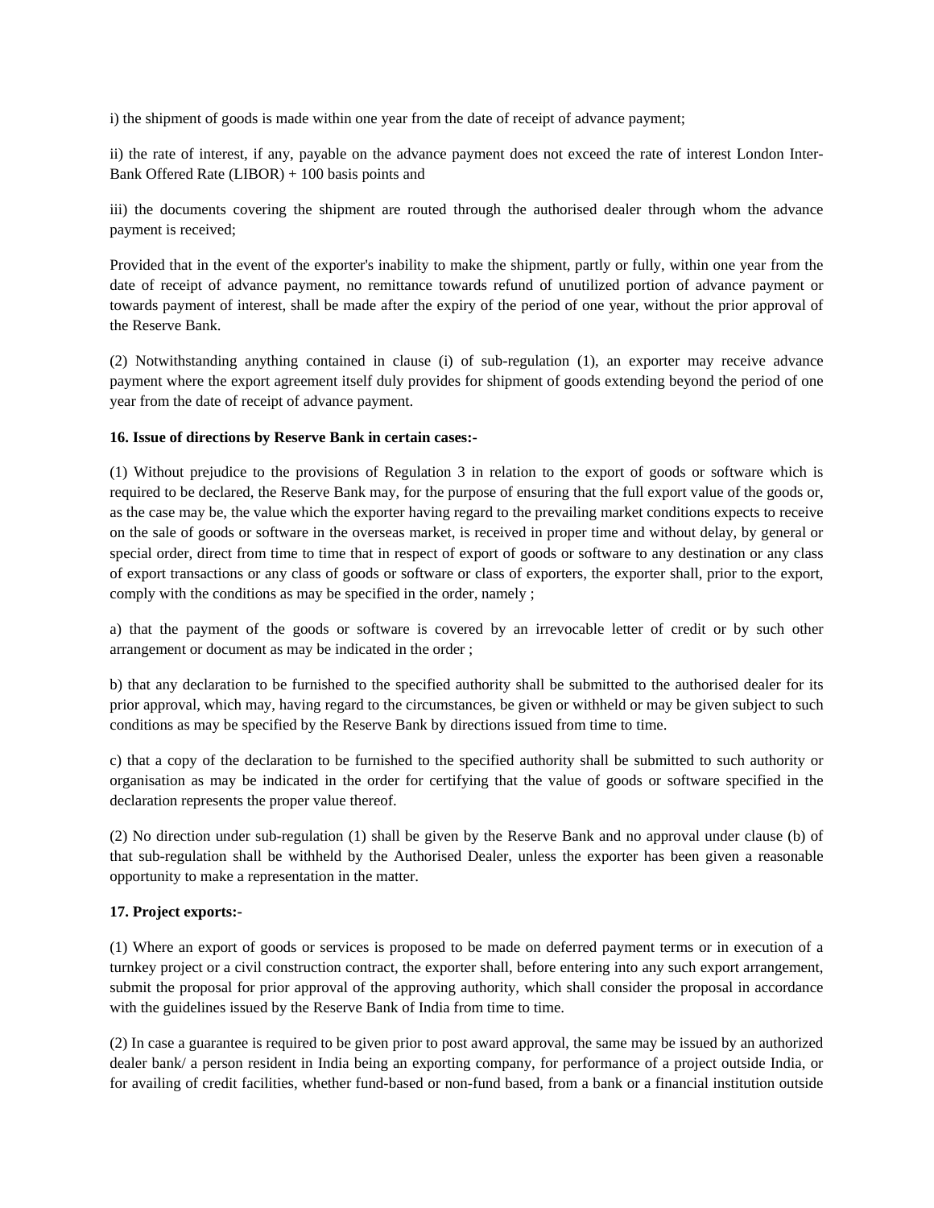i) the shipment of goods is made within one year from the date of receipt of advance payment;

ii) the rate of interest, if any, payable on the advance payment does not exceed the rate of interest London Inter-Bank Offered Rate (LIBOR) + 100 basis points and

iii) the documents covering the shipment are routed through the authorised dealer through whom the advance payment is received;

Provided that in the event of the exporter's inability to make the shipment, partly or fully, within one year from the date of receipt of advance payment, no remittance towards refund of unutilized portion of advance payment or towards payment of interest, shall be made after the expiry of the period of one year, without the prior approval of the Reserve Bank.

(2) Notwithstanding anything contained in clause (i) of sub-regulation (1), an exporter may receive advance payment where the export agreement itself duly provides for shipment of goods extending beyond the period of one year from the date of receipt of advance payment.

**16. Issue of directions by Reserve Bank in certain cases:-**

(1) Without prejudice to the provisions of Regulation 3 in relation to the export of goods or software which is required to be declared, the Reserve Bank may, for the purpose of ensuring that the full export value of the goods or, as the case may be, the value which the exporter having regard to the prevailing market conditions expects to receive on the sale of goods or software in the overseas market, is received in proper time and without delay, by general or special order, direct from time to time that in respect of export of goods or software to any destination or any class of export transactions or any class of goods or software or class of exporters, the exporter shall, prior to the export, comply with the conditions as may be specified in the order, namely ;

a) that the payment of the goods or software is covered by an irrevocable letter of credit or by such other arrangement or document as may be indicated in the order ;

b) that any declaration to be furnished to the specified authority shall be submitted to the authorised dealer for its prior approval, which may, having regard to the circumstances, be given or withheld or may be given subject to such conditions as may be specified by the Reserve Bank by directions issued from time to time.

c) that a copy of the declaration to be furnished to the specified authority shall be submitted to such authority or organisation as may be indicated in the order for certifying that the value of goods or software specified in the declaration represents the proper value thereof.

(2) No direction under sub-regulation (1) shall be given by the Reserve Bank and no approval under clause (b) of that sub-regulation shall be withheld by the Authorised Dealer, unless the exporter has been given a reasonable opportunity to make a representation in the matter.

**17. Project exports:-**

(1) Where an export of goods or services is proposed to be made on deferred payment terms or in execution of a turnkey project or a civil construction contract, the exporter shall, before entering into any such export arrangement, submit the proposal for prior approval of the approving authority, which shall consider the proposal in accordance with the guidelines issued by the Reserve Bank of India from time to time.

(2) In case a guarantee is required to be given prior to post award approval, the same may be issued by an authorized dealer bank/ a person resident in India being an exporting company, for performance of a project outside India, or for availing of credit facilities, whether fund-based or non-fund based, from a bank or a financial institution outside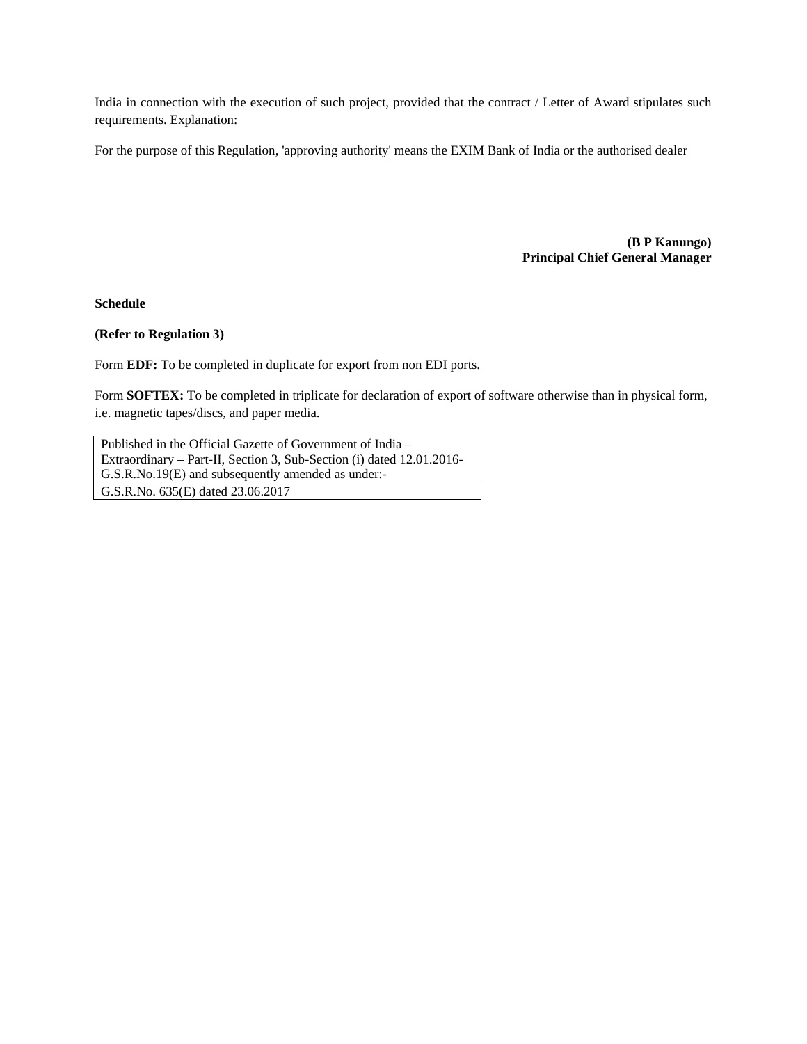India in connection with the execution of such project, provided that the contract / Letter of Award stipulates such requirements. Explanation:

For the purpose of this Regulation, 'approving authority' means the EXIM Bank of India or the authorised dealer

**(B P Kanungo)**
**Principal Chief General Manager**

**Schedule**

**(Refer to Regulation 3)**

Form **EDF:** To be completed in duplicate for export from non EDI ports.

Form **SOFTEX:** To be completed in triplicate for declaration of export of software otherwise than in physical form, i.e. magnetic tapes/discs, and paper media.

| |
|---|
| Published in the Official Gazette of Government of India – Extraordinary – Part-II, Section 3, Sub-Section (i) dated 12.01.2016- G.S.R.No.19(E) and subsequently amended as under:- |
| G.S.R.No. 635(E) dated 23.06.2017 |